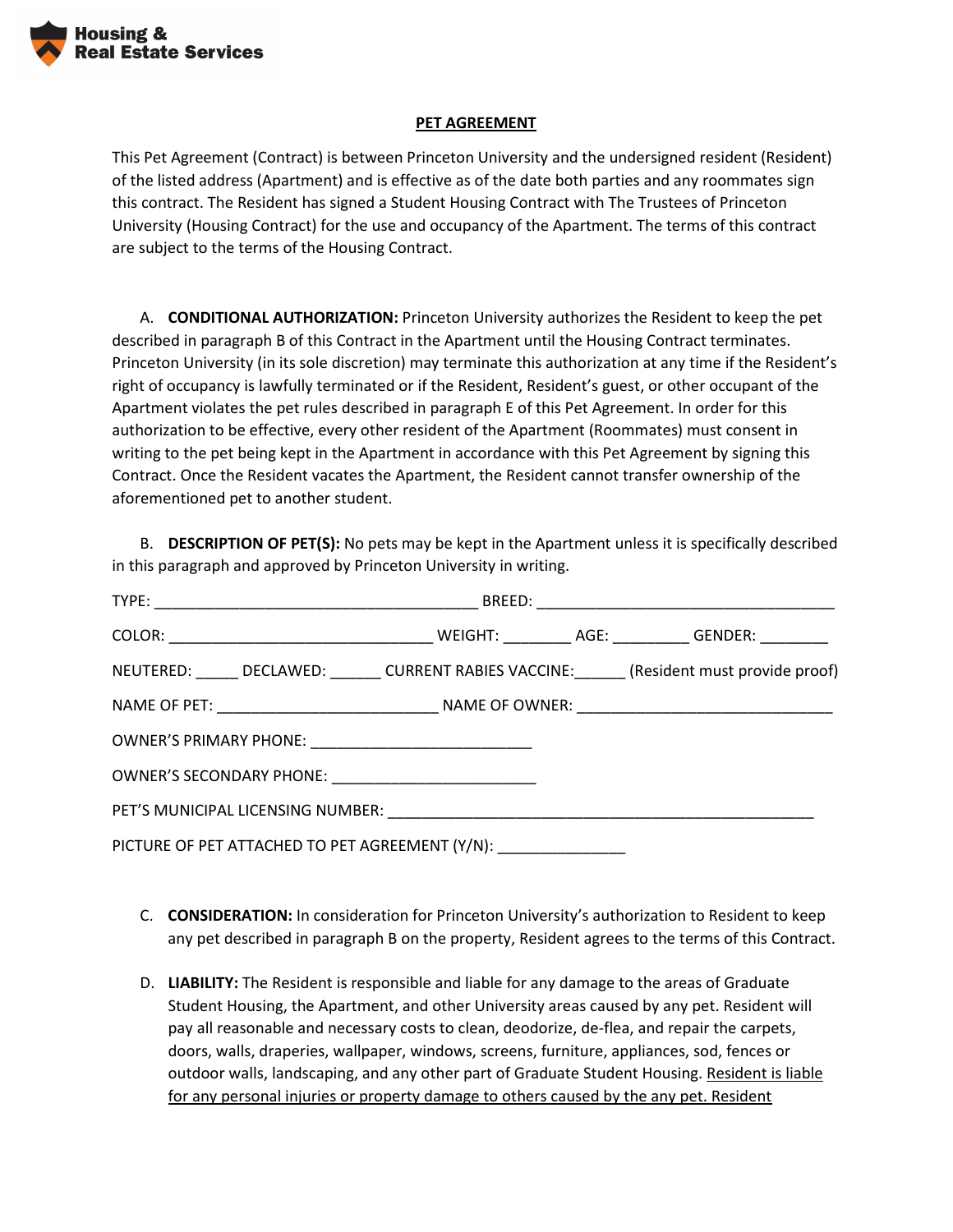Housing & Real Estate Services

# PET AGREEMENT

This Pet Agreement (Contract) is between Princeton University and the undersigned resident (Resident) of the listed address (Apartment) and is effective as of the date both parties and any roommates sign this contract. The Resident has signed a Student Housing Contract with The Trustees of Princeton University (Housing Contract) for the use and occupancy of the Apartment. The terms of this contract are subject to the terms of the Housing Contract.

A. **CONDITIONAL AUTHORIZATION:** Princeton University authorizes the Resident to keep the pet described in paragraph B of this Contract in the Apartment until the Housing Contract terminates. Princeton University (in its sole discretion) may terminate this authorization at any time if the Resident's right of occupancy is lawfully terminated or if the Resident, Resident's guest, or other occupant of the Apartment violates the pet rules described in paragraph E of this Pet Agreement. In order for this authorization to be effective, every other resident of the Apartment (Roommates) must consent in writing to the pet being kept in the Apartment in accordance with this Pet Agreement by signing this Contract. Once the Resident vacates the Apartment, the Resident cannot transfer ownership of the aforementioned pet to another student.

B. **DESCRIPTION OF PET(S):** No pets may be kept in the Apartment unless it is specifically described in this paragraph and approved by Princeton University in writing.

TYPE: ______________________________________ BREED: ___________________________________

COLOR: _______________________________ WEIGHT: ________ AGE: _________ GENDER: ________

NEUTERED: _____ DECLAWED: ______ CURRENT RABIES VACCINE:______ (Resident must provide proof)

NAME OF PET: __________________________ NAME OF OWNER: ______________________________

OWNER'S PRIMARY PHONE: __________________________

OWNER'S SECONDARY PHONE: ________________________

PET'S MUNICIPAL LICENSING NUMBER: __________________________________________________

PICTURE OF PET ATTACHED TO PET AGREEMENT (Y/N): _______________

C. **CONSIDERATION:** In consideration for Princeton University's authorization to Resident to keep any pet described in paragraph B on the property, Resident agrees to the terms of this Contract.

D. **LIABILITY:** The Resident is responsible and liable for any damage to the areas of Graduate Student Housing, the Apartment, and other University areas caused by any pet. Resident will pay all reasonable and necessary costs to clean, deodorize, de-flea, and repair the carpets, doors, walls, draperies, wallpaper, windows, screens, furniture, appliances, sod, fences or outdoor walls, landscaping, and any other part of Graduate Student Housing. <u>Resident is liable for any personal injuries or property damage to others caused by the any pet. Resident</u>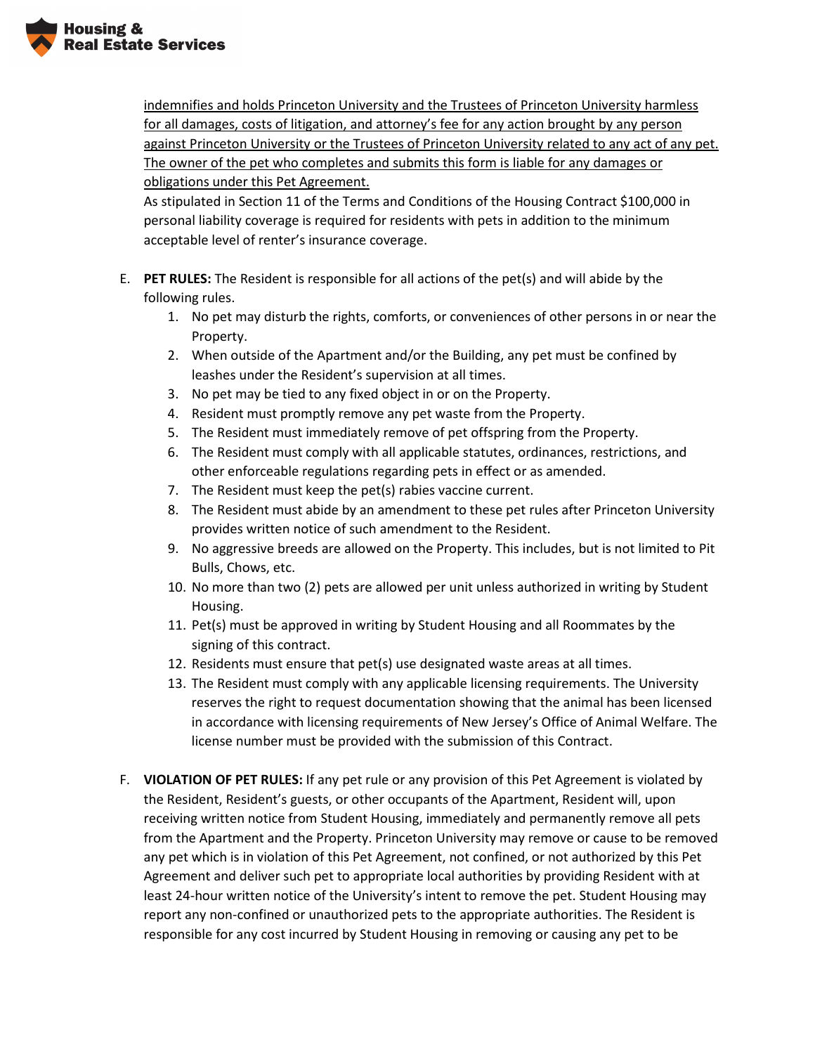indemnifies and holds Princeton University and the Trustees of Princeton University harmless for all damages, costs of litigation, and attorney's fee for any action brought by any person against Princeton University or the Trustees of Princeton University related to any act of any pet. The owner of the pet who completes and submits this form is liable for any damages or obligations under this Pet Agreement.

As stipulated in Section 11 of the Terms and Conditions of the Housing Contract $100,000 in personal liability coverage is required for residents with pets in addition to the minimum acceptable level of renter's insurance coverage.

E. **PET RULES:** The Resident is responsible for all actions of the pet(s) and will abide by the following rules.
   1. No pet may disturb the rights, comforts, or conveniences of other persons in or near the Property.
   2. When outside of the Apartment and/or the Building, any pet must be confined by leashes under the Resident's supervision at all times.
   3. No pet may be tied to any fixed object in or on the Property.
   4. Resident must promptly remove any pet waste from the Property.
   5. The Resident must immediately remove of pet offspring from the Property.
   6. The Resident must comply with all applicable statutes, ordinances, restrictions, and other enforceable regulations regarding pets in effect or as amended.
   7. The Resident must keep the pet(s) rabies vaccine current.
   8. The Resident must abide by an amendment to these pet rules after Princeton University provides written notice of such amendment to the Resident.
   9. No aggressive breeds are allowed on the Property. This includes, but is not limited to Pit Bulls, Chows, etc.
   10. No more than two (2) pets are allowed per unit unless authorized in writing by Student Housing.
   11. Pet(s) must be approved in writing by Student Housing and all Roommates by the signing of this contract.
   12. Residents must ensure that pet(s) use designated waste areas at all times.
   13. The Resident must comply with any applicable licensing requirements. The University reserves the right to request documentation showing that the animal has been licensed in accordance with licensing requirements of New Jersey's Office of Animal Welfare. The license number must be provided with the submission of this Contract.

F. **VIOLATION OF PET RULES:** If any pet rule or any provision of this Pet Agreement is violated by the Resident, Resident's guests, or other occupants of the Apartment, Resident will, upon receiving written notice from Student Housing, immediately and permanently remove all pets from the Apartment and the Property. Princeton University may remove or cause to be removed any pet which is in violation of this Pet Agreement, not confined, or not authorized by this Pet Agreement and deliver such pet to appropriate local authorities by providing Resident with at least 24-hour written notice of the University's intent to remove the pet. Student Housing may report any non-confined or unauthorized pets to the appropriate authorities. The Resident is responsible for any cost incurred by Student Housing in removing or causing any pet to be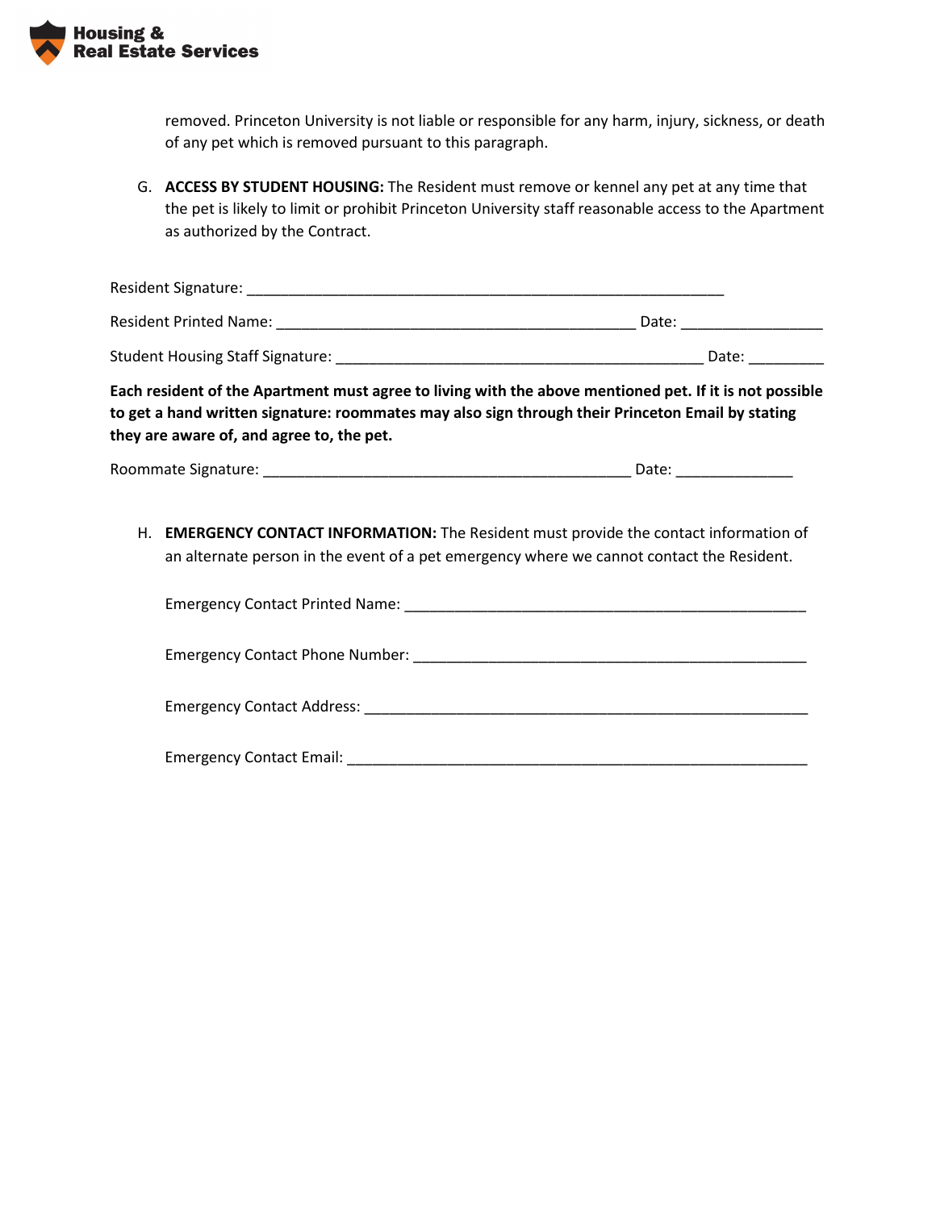removed. Princeton University is not liable or responsible for any harm, injury, sickness, or death of any pet which is removed pursuant to this paragraph.

G. **ACCESS BY STUDENT HOUSING:** The Resident must remove or kennel any pet at any time that the pet is likely to limit or prohibit Princeton University staff reasonable access to the Apartment as authorized by the Contract.

Resident Signature: ____________________________________________________________

Resident Printed Name: _____________________________________________ Date: _________________

Student Housing Staff Signature: ______________________________________________ Date: _________

**Each resident of the Apartment must agree to living with the above mentioned pet. If it is not possible to get a hand written signature: roommates may also sign through their Princeton Email by stating they are aware of, and agree to, the pet.**

Roommate Signature: ______________________________________________ Date: ______________

H. **EMERGENCY CONTACT INFORMATION:** The Resident must provide the contact information of an alternate person in the event of a pet emergency where we cannot contact the Resident.

Emergency Contact Printed Name: __________________________________________________

Emergency Contact Phone Number: ________________________________________________

Emergency Contact Address: _______________________________________________________

Emergency Contact Email: _________________________________________________________